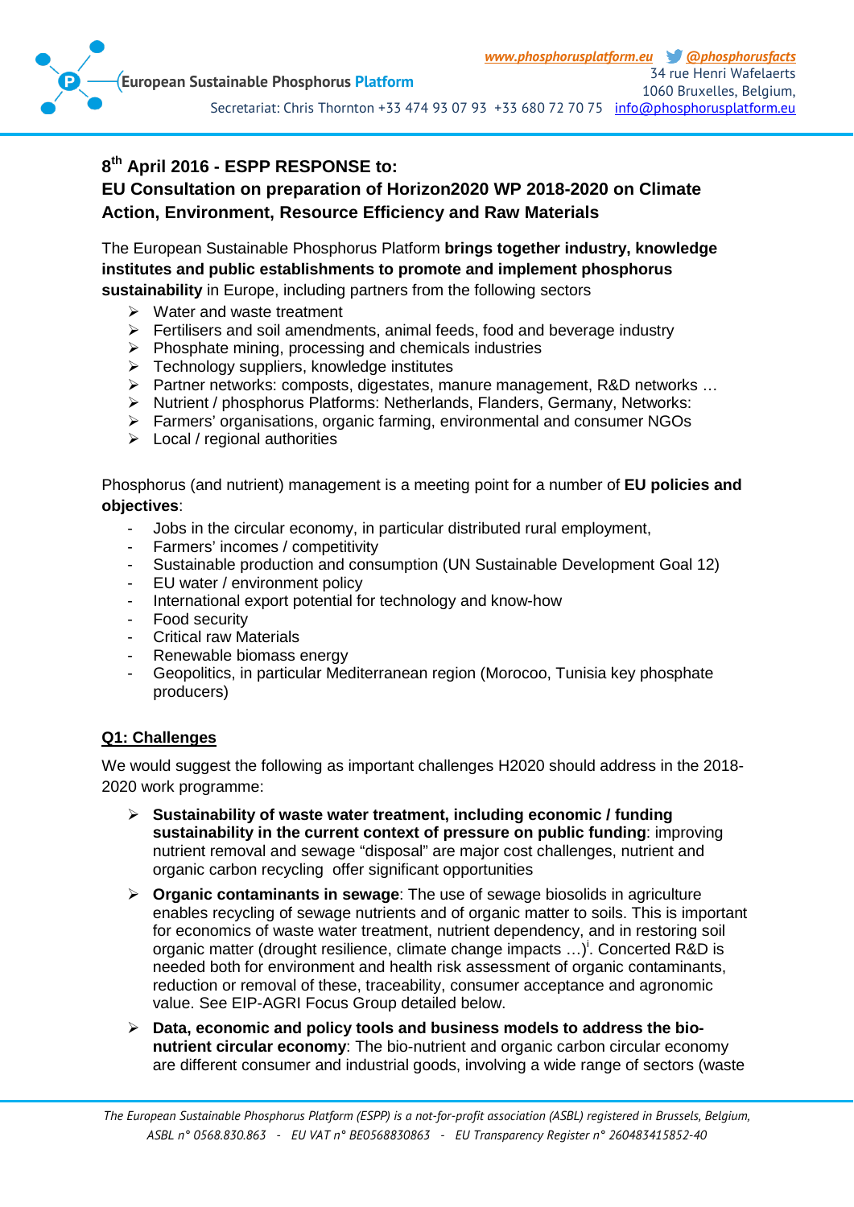## 8th April 2016 - ESPP RESPONSE to:
## EU Consultation on preparation of Horizon2020 WP 2018-2020 on Climate Action, Environment, Resource Efficiency and Raw Materials

The European Sustainable Phosphorus Platform **brings together industry, knowledge institutes and public establishments to promote and implement phosphorus sustainability** in Europe, including partners from the following sectors

- Water and waste treatment
- Fertilisers and soil amendments, animal feeds, food and beverage industry
- Phosphate mining, processing and chemicals industries
- Technology suppliers, knowledge institutes
- Partner networks: composts, digestates, manure management, R&D networks …
- Nutrient / phosphorus Platforms: Netherlands, Flanders, Germany, Networks:
- Farmers' organisations, organic farming, environmental and consumer NGOs
- Local / regional authorities

Phosphorus (and nutrient) management is a meeting point for a number of **EU policies and objectives**:

- Jobs in the circular economy, in particular distributed rural employment,
- Farmers' incomes / competitivity
- Sustainable production and consumption (UN Sustainable Development Goal 12)
- EU water / environment policy
- International export potential for technology and know-how
- Food security
- Critical raw Materials
- Renewable biomass energy
- Geopolitics, in particular Mediterranean region (Morocoo, Tunisia key phosphate producers)

### Q1: Challenges

We would suggest the following as important challenges H2020 should address in the 2018-2020 work programme:

- **Sustainability of waste water treatment, including economic / funding sustainability in the current context of pressure on public funding**: improving nutrient removal and sewage "disposal" are major cost challenges, nutrient and organic carbon recycling offer significant opportunities
- **Organic contaminants in sewage**: The use of sewage biosolids in agriculture enables recycling of sewage nutrients and of organic matter to soils. This is important for economics of waste water treatment, nutrient dependency, and in restoring soil organic matter (drought resilience, climate change impacts …)[i]. Concerted R&D is needed both for environment and health risk assessment of organic contaminants, reduction or removal of these, traceability, consumer acceptance and agronomic value. See EIP-AGRI Focus Group detailed below.
- **Data, economic and policy tools and business models to address the bio-nutrient circular economy**: The bio-nutrient and organic carbon circular economy are different consumer and industrial goods, involving a wide range of sectors (waste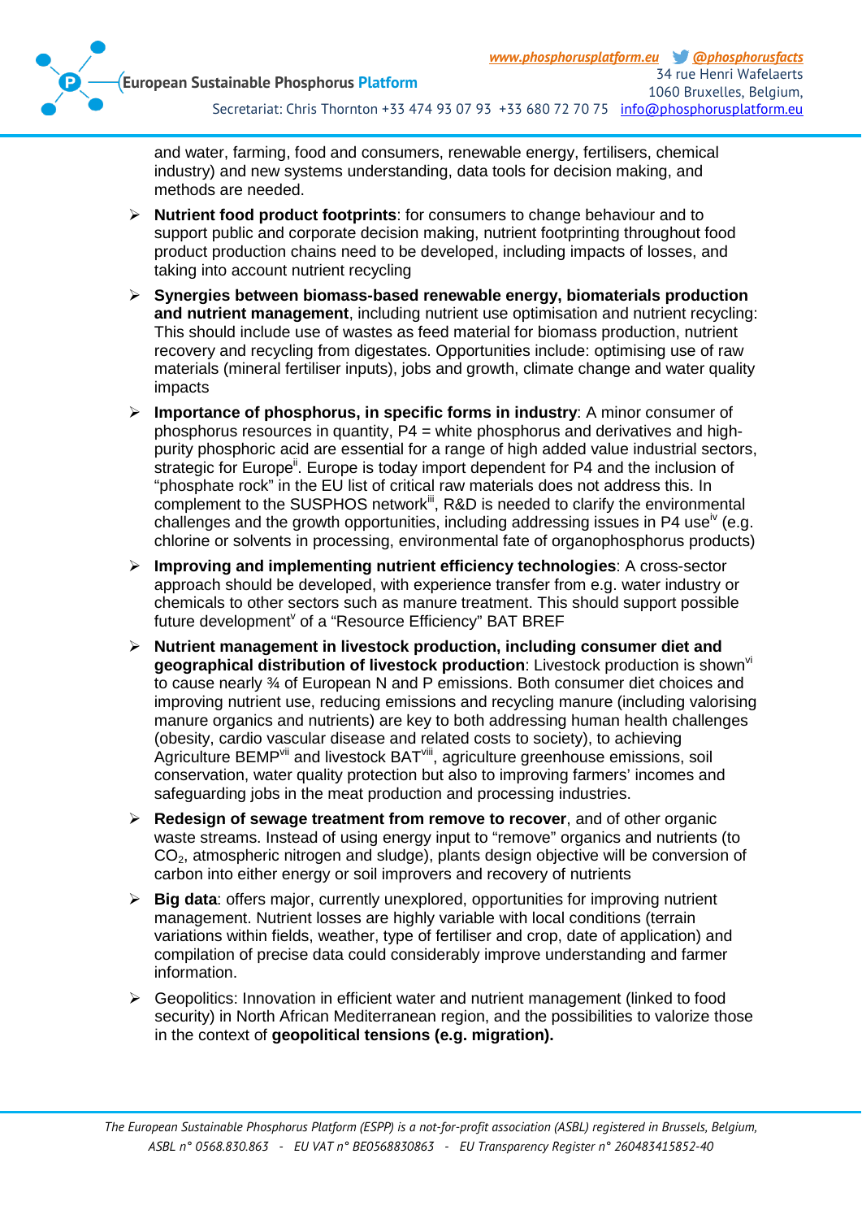and water, farming, food and consumers, renewable energy, fertilisers, chemical industry) and new systems understanding, data tools for decision making, and methods are needed.

- **Nutrient food product footprints**: for consumers to change behaviour and to support public and corporate decision making, nutrient footprinting throughout food product production chains need to be developed, including impacts of losses, and taking into account nutrient recycling
- **Synergies between biomass-based renewable energy, biomaterials production and nutrient management**, including nutrient use optimisation and nutrient recycling: This should include use of wastes as feed material for biomass production, nutrient recovery and recycling from digestates. Opportunities include: optimising use of raw materials (mineral fertiliser inputs), jobs and growth, climate change and water quality impacts
- **Importance of phosphorus, in specific forms in industry**: A minor consumer of phosphorus resources in quantity, P4 = white phosphorus and derivatives and high-purity phosphoric acid are essential for a range of high added value industrial sectors, strategic for Europe[ii]. Europe is today import dependent for P4 and the inclusion of "phosphate rock" in the EU list of critical raw materials does not address this. In complement to the SUSPHOS network[iii], R&D is needed to clarify the environmental challenges and the growth opportunities, including addressing issues in P4 use[iv] (e.g. chlorine or solvents in processing, environmental fate of organophosphorus products)
- **Improving and implementing nutrient efficiency technologies**: A cross-sector approach should be developed, with experience transfer from e.g. water industry or chemicals to other sectors such as manure treatment. This should support possible future development[v] of a "Resource Efficiency" BAT BREF
- **Nutrient management in livestock production, including consumer diet and geographical distribution of livestock production**: Livestock production is shown[vi] to cause nearly ¾ of European N and P emissions. Both consumer diet choices and improving nutrient use, reducing emissions and recycling manure (including valorising manure organics and nutrients) are key to both addressing human health challenges (obesity, cardio vascular disease and related costs to society), to achieving Agriculture BEMP[vii] and livestock BAT[viii], agriculture greenhouse emissions, soil conservation, water quality protection but also to improving farmers' incomes and safeguarding jobs in the meat production and processing industries.
- **Redesign of sewage treatment from remove to recover**, and of other organic waste streams. Instead of using energy input to "remove" organics and nutrients (to $CO_2$, atmospheric nitrogen and sludge), plants design objective will be conversion of carbon into either energy or soil improvers and recovery of nutrients
- **Big data**: offers major, currently unexplored, opportunities for improving nutrient management. Nutrient losses are highly variable with local conditions (terrain variations within fields, weather, type of fertiliser and crop, date of application) and compilation of precise data could considerably improve understanding and farmer information.
- Geopolitics: Innovation in efficient water and nutrient management (linked to food security) in North African Mediterranean region, and the possibilities to valorize those in the context of **geopolitical tensions (e.g. migration).**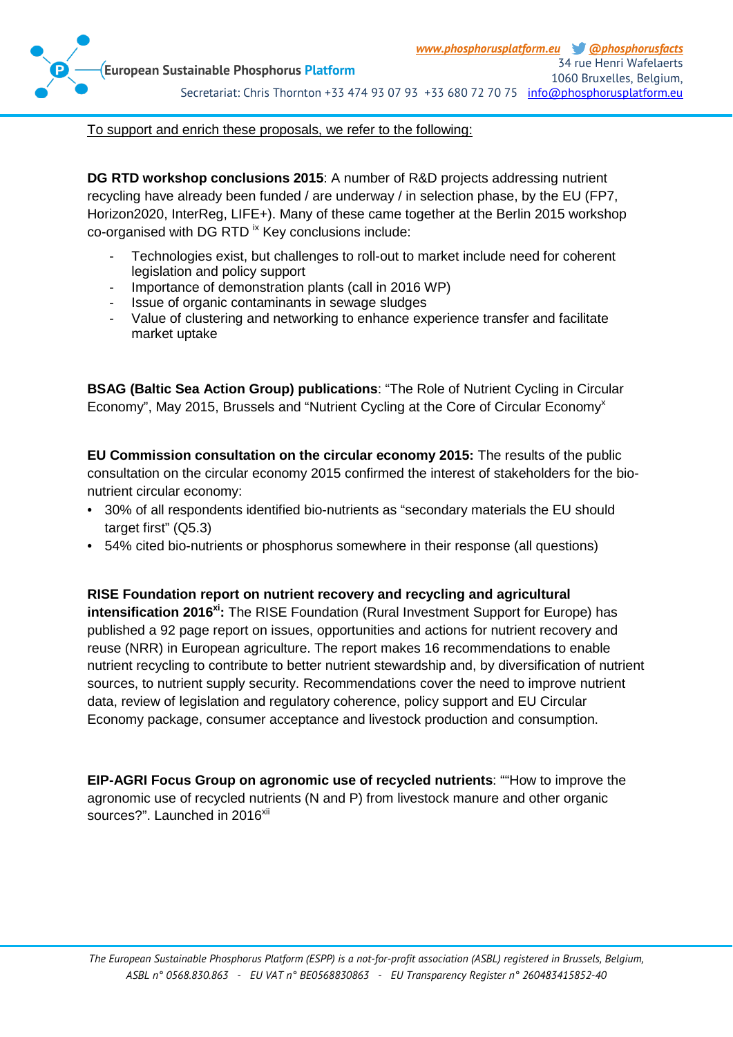To support and enrich these proposals, we refer to the following:

**DG RTD workshop conclusions 2015**: A number of R&D projects addressing nutrient recycling have already been funded / are underway / in selection phase, by the EU (FP7, Horizon2020, InterReg, LIFE+). Many of these came together at the Berlin 2015 workshop co-organised with DG RTD [ix] Key conclusions include:

- Technologies exist, but challenges to roll-out to market include need for coherent legislation and policy support
- Importance of demonstration plants (call in 2016 WP)
- Issue of organic contaminants in sewage sludges
- Value of clustering and networking to enhance experience transfer and facilitate market uptake

**BSAG (Baltic Sea Action Group) publications**: "The Role of Nutrient Cycling in Circular Economy", May 2015, Brussels and "Nutrient Cycling at the Core of Circular Economy[x]

**EU Commission consultation on the circular economy 2015:** The results of the public consultation on the circular economy 2015 confirmed the interest of stakeholders for the bio-nutrient circular economy:

- 30% of all respondents identified bio-nutrients as "secondary materials the EU should target first" (Q5.3)
- 54% cited bio-nutrients or phosphorus somewhere in their response (all questions)

**RISE Foundation report on nutrient recovery and recycling and agricultural intensification 2016[xi]:** The RISE Foundation (Rural Investment Support for Europe) has published a 92 page report on issues, opportunities and actions for nutrient recovery and reuse (NRR) in European agriculture. The report makes 16 recommendations to enable nutrient recycling to contribute to better nutrient stewardship and, by diversification of nutrient sources, to nutrient supply security. Recommendations cover the need to improve nutrient data, review of legislation and regulatory coherence, policy support and EU Circular Economy package, consumer acceptance and livestock production and consumption.

**EIP-AGRI Focus Group on agronomic use of recycled nutrients**: ""How to improve the agronomic use of recycled nutrients (N and P) from livestock manure and other organic sources?". Launched in 2016[xii]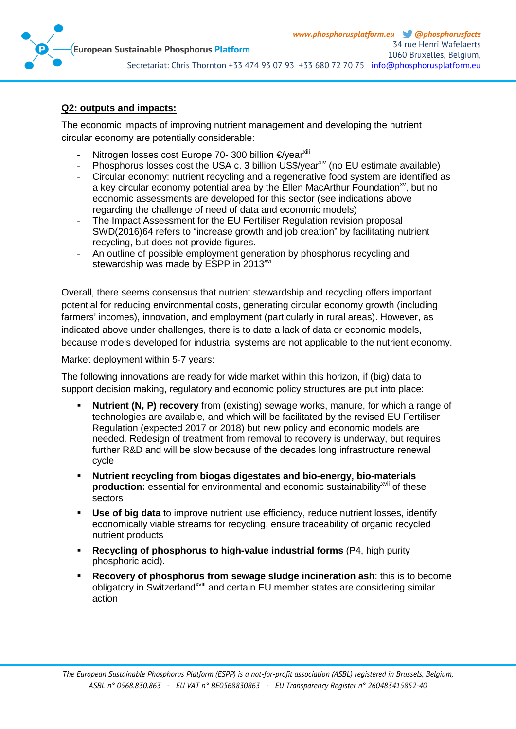**Q2: outputs and impacts:**

The economic impacts of improving nutrient management and developing the nutrient circular economy are potentially considerable:

- Nitrogen losses cost Europe 70- 300 billion €/year[xiii]
- Phosphorus losses cost the USA c. 3 billion US$/year[xiv] (no EU estimate available)
- Circular economy: nutrient recycling and a regenerative food system are identified as a key circular economy potential area by the Ellen MacArthur Foundation[xv], but no economic assessments are developed for this sector (see indications above regarding the challenge of need of data and economic models)
- The Impact Assessment for the EU Fertiliser Regulation revision proposal SWD(2016)64 refers to "increase growth and job creation" by facilitating nutrient recycling, but does not provide figures.
- An outline of possible employment generation by phosphorus recycling and stewardship was made by ESPP in 2013[xvi]

Overall, there seems consensus that nutrient stewardship and recycling offers important potential for reducing environmental costs, generating circular economy growth (including farmers' incomes), innovation, and employment (particularly in rural areas). However, as indicated above under challenges, there is to date a lack of data or economic models, because models developed for industrial systems are not applicable to the nutrient economy.

Market deployment within 5-7 years:

The following innovations are ready for wide market within this horizon, if (big) data to support decision making, regulatory and economic policy structures are put into place:

- **Nutrient (N, P) recovery** from (existing) sewage works, manure, for which a range of technologies are available, and which will be facilitated by the revised EU Fertiliser Regulation (expected 2017 or 2018) but new policy and economic models are needed. Redesign of treatment from removal to recovery is underway, but requires further R&D and will be slow because of the decades long infrastructure renewal cycle
- **Nutrient recycling from biogas digestates and bio-energy, bio-materials production:** essential for environmental and economic sustainability[xvii] of these sectors
- **Use of big data** to improve nutrient use efficiency, reduce nutrient losses, identify economically viable streams for recycling, ensure traceability of organic recycled nutrient products
- **Recycling of phosphorus to high-value industrial forms** (P4, high purity phosphoric acid).
- **Recovery of phosphorus from sewage sludge incineration ash**: this is to become obligatory in Switzerland[xviii] and certain EU member states are considering similar action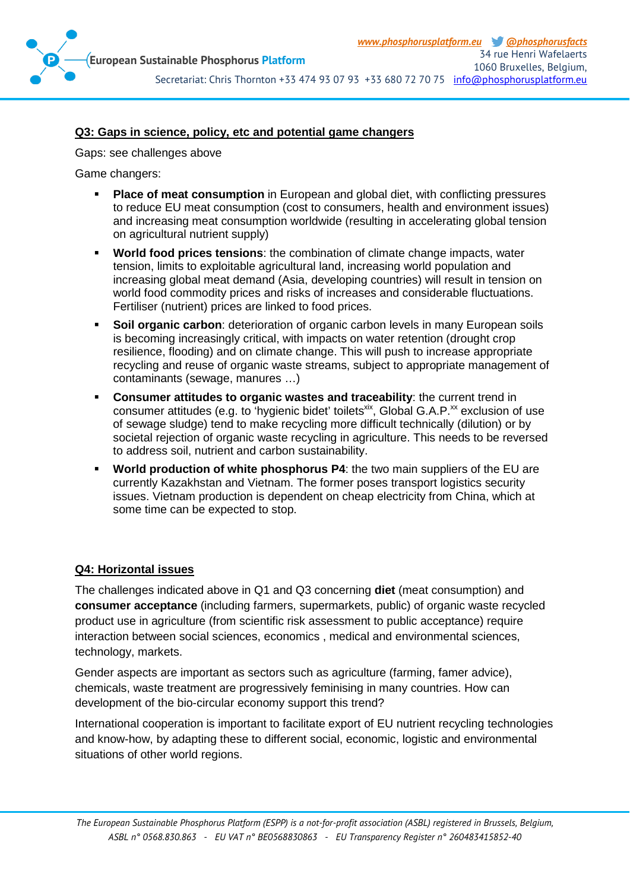## Q3: Gaps in science, policy, etc and potential game changers

Gaps: see challenges above

Game changers:

- **Place of meat consumption** in European and global diet, with conflicting pressures to reduce EU meat consumption (cost to consumers, health and environment issues) and increasing meat consumption worldwide (resulting in accelerating global tension on agricultural nutrient supply)
- **World food prices tensions**: the combination of climate change impacts, water tension, limits to exploitable agricultural land, increasing world population and increasing global meat demand (Asia, developing countries) will result in tension on world food commodity prices and risks of increases and considerable fluctuations. Fertiliser (nutrient) prices are linked to food prices.
- **Soil organic carbon**: deterioration of organic carbon levels in many European soils is becoming increasingly critical, with impacts on water retention (drought crop resilience, flooding) and on climate change. This will push to increase appropriate recycling and reuse of organic waste streams, subject to appropriate management of contaminants (sewage, manures …)
- **Consumer attitudes to organic wastes and traceability**: the current trend in consumer attitudes (e.g. to 'hygienic bidet' toilets[xix], Global G.A.P.[xx] exclusion of use of sewage sludge) tend to make recycling more difficult technically (dilution) or by societal rejection of organic waste recycling in agriculture. This needs to be reversed to address soil, nutrient and carbon sustainability.
- **World production of white phosphorus P4**: the two main suppliers of the EU are currently Kazakhstan and Vietnam. The former poses transport logistics security issues. Vietnam production is dependent on cheap electricity from China, which at some time can be expected to stop.

## Q4: Horizontal issues

The challenges indicated above in Q1 and Q3 concerning **diet** (meat consumption) and **consumer acceptance** (including farmers, supermarkets, public) of organic waste recycled product use in agriculture (from scientific risk assessment to public acceptance) require interaction between social sciences, economics , medical and environmental sciences, technology, markets.

Gender aspects are important as sectors such as agriculture (farming, famer advice), chemicals, waste treatment are progressively feminising in many countries. How can development of the bio-circular economy support this trend?

International cooperation is important to facilitate export of EU nutrient recycling technologies and know-how, by adapting these to different social, economic, logistic and environmental situations of other world regions.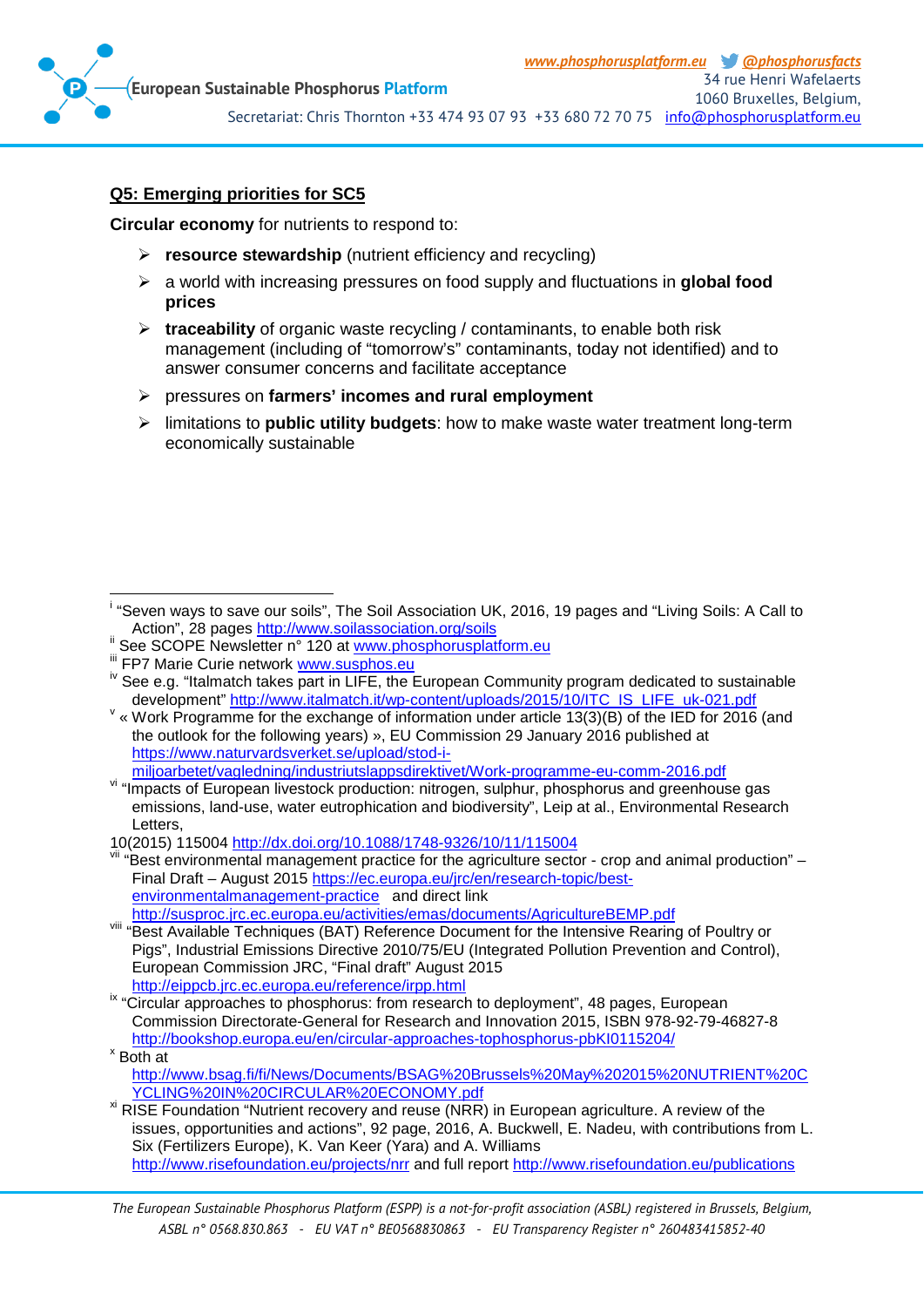## Q5: Emerging priorities for SC5

**Circular economy** for nutrients to respond to:

- **resource stewardship** (nutrient efficiency and recycling)
- a world with increasing pressures on food supply and fluctuations in **global food prices**
- **traceability** of organic waste recycling / contaminants, to enable both risk management (including of "tomorrow's" contaminants, today not identified) and to answer consumer concerns and facilitate acceptance
- pressures on **farmers' incomes and rural employment**
- limitations to **public utility budgets**: how to make waste water treatment long-term economically sustainable

---

[i] "Seven ways to save our soils", The Soil Association UK, 2016, 19 pages and "Living Soils: A Call to Action", 28 pages http://www.soilassociation.org/soils

[ii] See SCOPE Newsletter n° 120 at www.phosphorusplatform.eu

[iii] FP7 Marie Curie network www.susphos.eu

[iv] See e.g. "Italmatch takes part in LIFE, the European Community program dedicated to sustainable development" http://www.italmatch.it/wp-content/uploads/2015/10/ITC_IS_LIFE_uk-021.pdf

[v] « Work Programme for the exchange of information under article 13(3)(B) of the IED for 2016 (and the outlook for the following years) », EU Commission 29 January 2016 published at https://www.naturvardsverket.se/upload/stod-i-miljoarbetet/vagledning/industriutslappsdirektivet/Work-programme-eu-comm-2016.pdf

[vi] "Impacts of European livestock production: nitrogen, sulphur, phosphorus and greenhouse gas emissions, land-use, water eutrophication and biodiversity", Leip at al., Environmental Research Letters, 10(2015) 115004 http://dx.doi.org/10.1088/1748-9326/10/11/115004

[vii] "Best environmental management practice for the agriculture sector - crop and animal production" – Final Draft – August 2015 https://ec.europa.eu/jrc/en/research-topic/best-environmentalmanagement-practice and direct link http://susproc.jrc.ec.europa.eu/activities/emas/documents/AgricultureBEMP.pdf

[viii] "Best Available Techniques (BAT) Reference Document for the Intensive Rearing of Poultry or Pigs", Industrial Emissions Directive 2010/75/EU (Integrated Pollution Prevention and Control), European Commission JRC, "Final draft" August 2015 http://eippcb.jrc.ec.europa.eu/reference/irpp.html

[ix] "Circular approaches to phosphorus: from research to deployment", 48 pages, European Commission Directorate-General for Research and Innovation 2015, ISBN 978-92-79-46827-8 http://bookshop.europa.eu/en/circular-approaches-tophosphorus-pbKI0115204/

[x] Both at http://www.bsag.fi/fi/News/Documents/BSAG%20Brussels%20May%202015%20NUTRIENT%20CYCLING%20IN%20CIRCULAR%20ECONOMY.pdf

[xi] RISE Foundation "Nutrient recovery and reuse (NRR) in European agriculture. A review of the issues, opportunities and actions", 92 page, 2016, A. Buckwell, E. Nadeu, with contributions from L. Six (Fertilizers Europe), K. Van Keer (Yara) and A. Williams http://www.risefoundation.eu/projects/nrr and full report http://www.risefoundation.eu/publications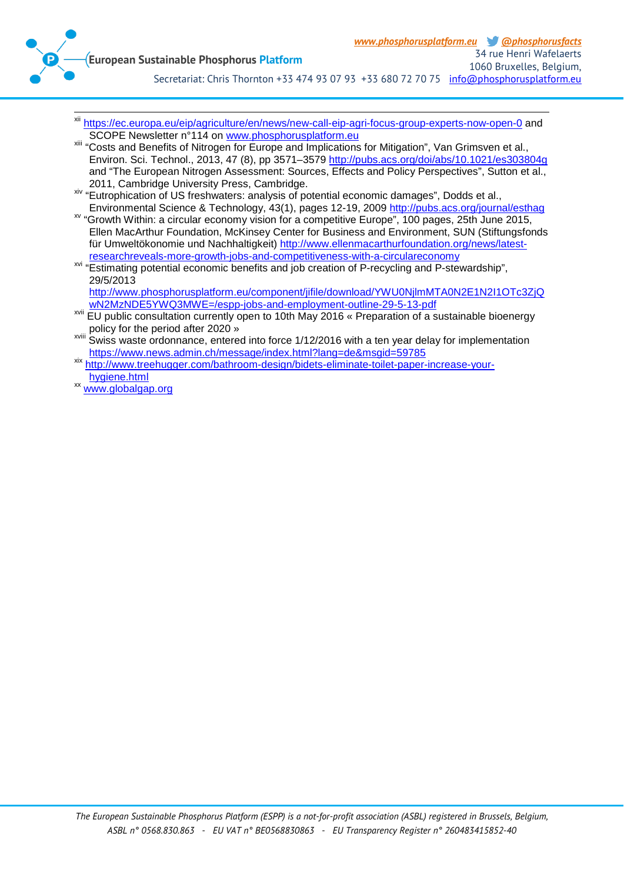[xii] https://ec.europa.eu/eip/agriculture/en/news/new-call-eip-agri-focus-group-experts-now-open-0 and SCOPE Newsletter n°114 on www.phosphorusplatform.eu

[xiii] "Costs and Benefits of Nitrogen for Europe and Implications for Mitigation", Van Grimsven et al., Environ. Sci. Technol., 2013, 47 (8), pp 3571–3579 http://pubs.acs.org/doi/abs/10.1021/es303804g and "The European Nitrogen Assessment: Sources, Effects and Policy Perspectives", Sutton et al., 2011, Cambridge University Press, Cambridge.

[xiv] "Eutrophication of US freshwaters: analysis of potential economic damages", Dodds et al., Environmental Science & Technology, 43(1), pages 12-19, 2009 http://pubs.acs.org/journal/esthag

[xv] "Growth Within: a circular economy vision for a competitive Europe", 100 pages, 25th June 2015, Ellen MacArthur Foundation, McKinsey Center for Business and Environment, SUN (Stiftungsfonds für Umweltökonomie und Nachhaltigkeit) http://www.ellenmacarthurfoundation.org/news/latest-researchreveals-more-growth-jobs-and-competitiveness-with-a-circulareconomy

[xvi] "Estimating potential economic benefits and job creation of P-recycling and P-stewardship", 29/5/2013 http://www.phosphorusplatform.eu/component/jifile/download/YWU0NjlmMTA0N2E1N2I1OTc3ZjQwN2MzNDE5YWQ3MWE=/espp-jobs-and-employment-outline-29-5-13-pdf

[xvii] EU public consultation currently open to 10th May 2016 « Preparation of a sustainable bioenergy policy for the period after 2020 »

[xviii] Swiss waste ordonnance, entered into force 1/12/2016 with a ten year delay for implementation https://www.news.admin.ch/message/index.html?lang=de&msgid=59785

[xix] http://www.treehugger.com/bathroom-design/bidets-eliminate-toilet-paper-increase-your-hygiene.html

[xx] www.globalgap.org

*The European Sustainable Phosphorus Platform (ESPP) is a not-for-profit association (ASBL) registered in Brussels, Belgium, ASBL n° 0568.830.863 - EU VAT n° BE0568830863 - EU Transparency Register n° 260483415852-40*